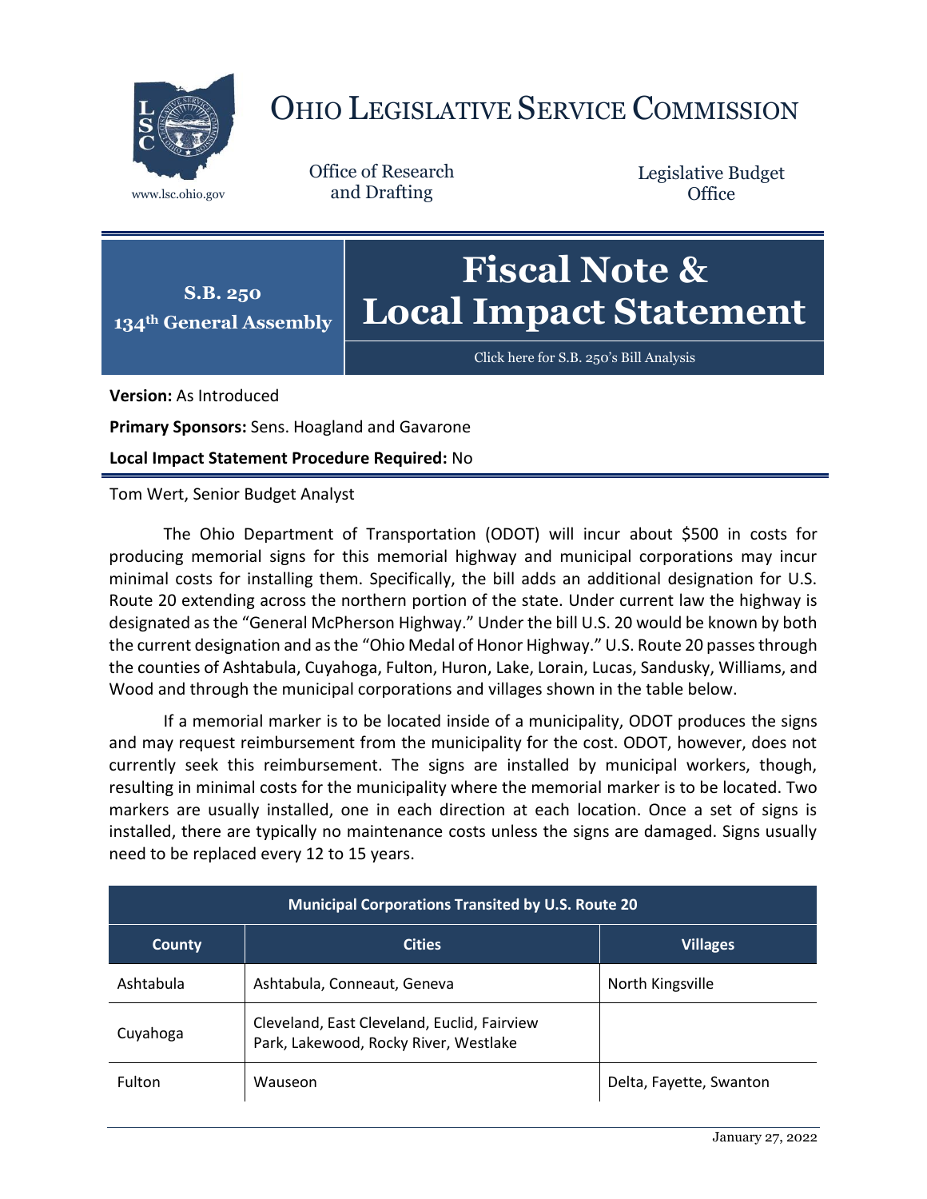# Ohio Legislative Service Commission

www.lsc.ohio.gov

Office of Research and Drafting

Legislative Budget Office

**S.B. 250**
**134th General Assembly**

# Fiscal Note & Local Impact Statement

Click here for S.B. 250's Bill Analysis

**Version:** As Introduced

**Primary Sponsors:** Sens. Hoagland and Gavarone

**Local Impact Statement Procedure Required:** No

Tom Wert, Senior Budget Analyst

The Ohio Department of Transportation (ODOT) will incur about $500 in costs for producing memorial signs for this memorial highway and municipal corporations may incur minimal costs for installing them. Specifically, the bill adds an additional designation for U.S. Route 20 extending across the northern portion of the state. Under current law the highway is designated as the "General McPherson Highway." Under the bill U.S. 20 would be known by both the current designation and as the "Ohio Medal of Honor Highway." U.S. Route 20 passes through the counties of Ashtabula, Cuyahoga, Fulton, Huron, Lake, Lorain, Lucas, Sandusky, Williams, and Wood and through the municipal corporations and villages shown in the table below.

If a memorial marker is to be located inside of a municipality, ODOT produces the signs and may request reimbursement from the municipality for the cost. ODOT, however, does not currently seek this reimbursement. The signs are installed by municipal workers, though, resulting in minimal costs for the municipality where the memorial marker is to be located. Two markers are usually installed, one in each direction at each location. Once a set of signs is installed, there are typically no maintenance costs unless the signs are damaged. Signs usually need to be replaced every 12 to 15 years.

| Municipal Corporations Transited by U.S. Route 20 | | |
|---|---|---|
| **County** | **Cities** | **Villages** |
| Ashtabula | Ashtabula, Conneaut, Geneva | North Kingsville |
| Cuyahoga | Cleveland, East Cleveland, Euclid, Fairview Park, Lakewood, Rocky River, Westlake | |
| Fulton | Wauseon | Delta, Fayette, Swanton |

January 27, 2022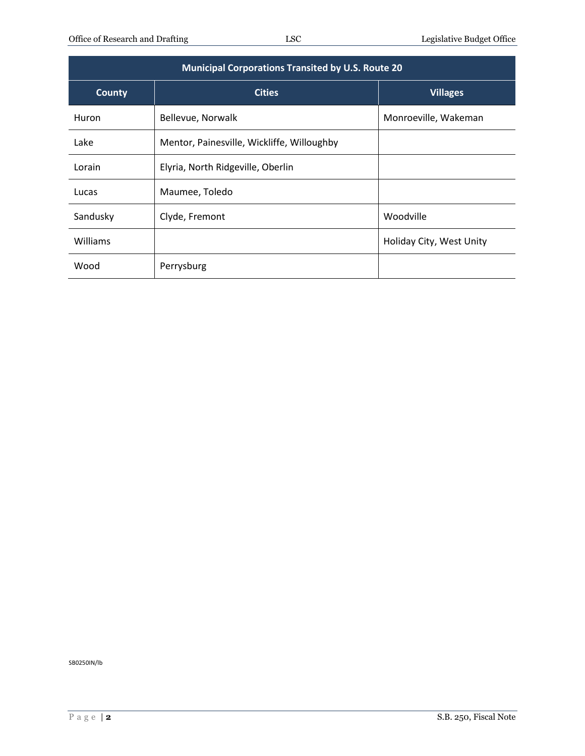| Municipal Corporations Transited by U.S. Route 20 | | |
| --- | --- | --- |
| **County** | **Cities** | **Villages** |
| Huron | Bellevue, Norwalk | Monroeville, Wakeman |
| Lake | Mentor, Painesville, Wickliffe, Willoughby | |
| Lorain | Elyria, North Ridgeville, Oberlin | |
| Lucas | Maumee, Toledo | |
| Sandusky | Clyde, Fremont | Woodville |
| Williams | | Holiday City, West Unity |
| Wood | Perrysburg | |

SB0250IN/lb